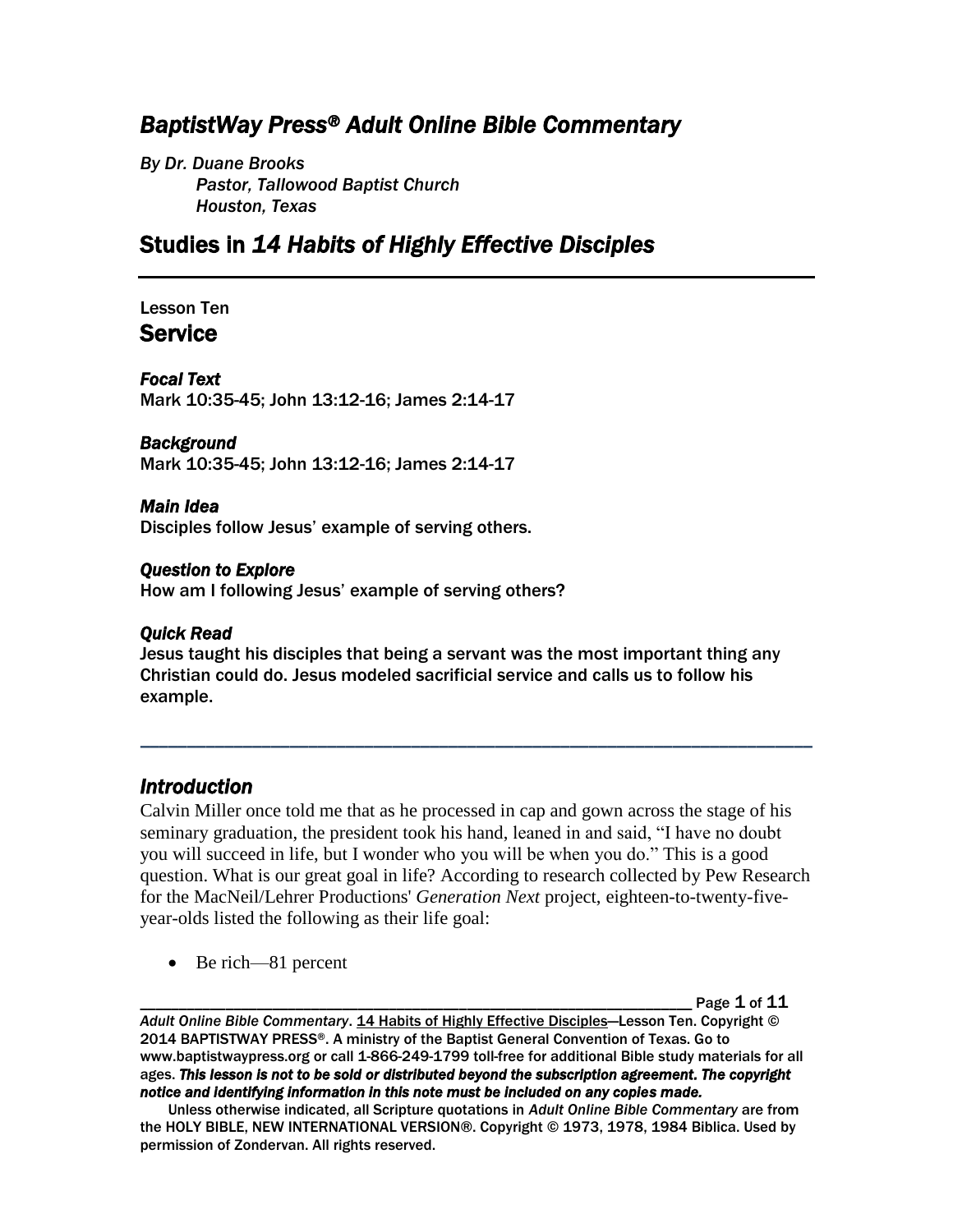# *BaptistWay Press® Adult Online Bible Commentary*

*By Dr. Duane Brooks*
*Pastor, Tallowood Baptist Church*
*Houston, Texas*

## Studies in *14 Habits of Highly Effective Disciples*

Lesson Ten
## Service

***Focal Text***
Mark 10:35-45; John 13:12-16; James 2:14-17

***Background***
Mark 10:35-45; John 13:12-16; James 2:14-17

***Main Idea***
Disciples follow Jesus' example of serving others.

***Question to Explore***
How am I following Jesus' example of serving others?

***Quick Read***
Jesus taught his disciples that being a servant was the most important thing any Christian could do. Jesus modeled sacrificial service and calls us to follow his example.

---

## *Introduction*

Calvin Miller once told me that as he processed in cap and gown across the stage of his seminary graduation, the president took his hand, leaned in and said, "I have no doubt you will succeed in life, but I wonder who you will be when you do." This is a good question. What is our great goal in life? According to research collected by Pew Research for the MacNeil/Lehrer Productions' *Generation Next* project, eighteen-to-twenty-five-year-olds listed the following as their life goal:

- Be rich—81 percent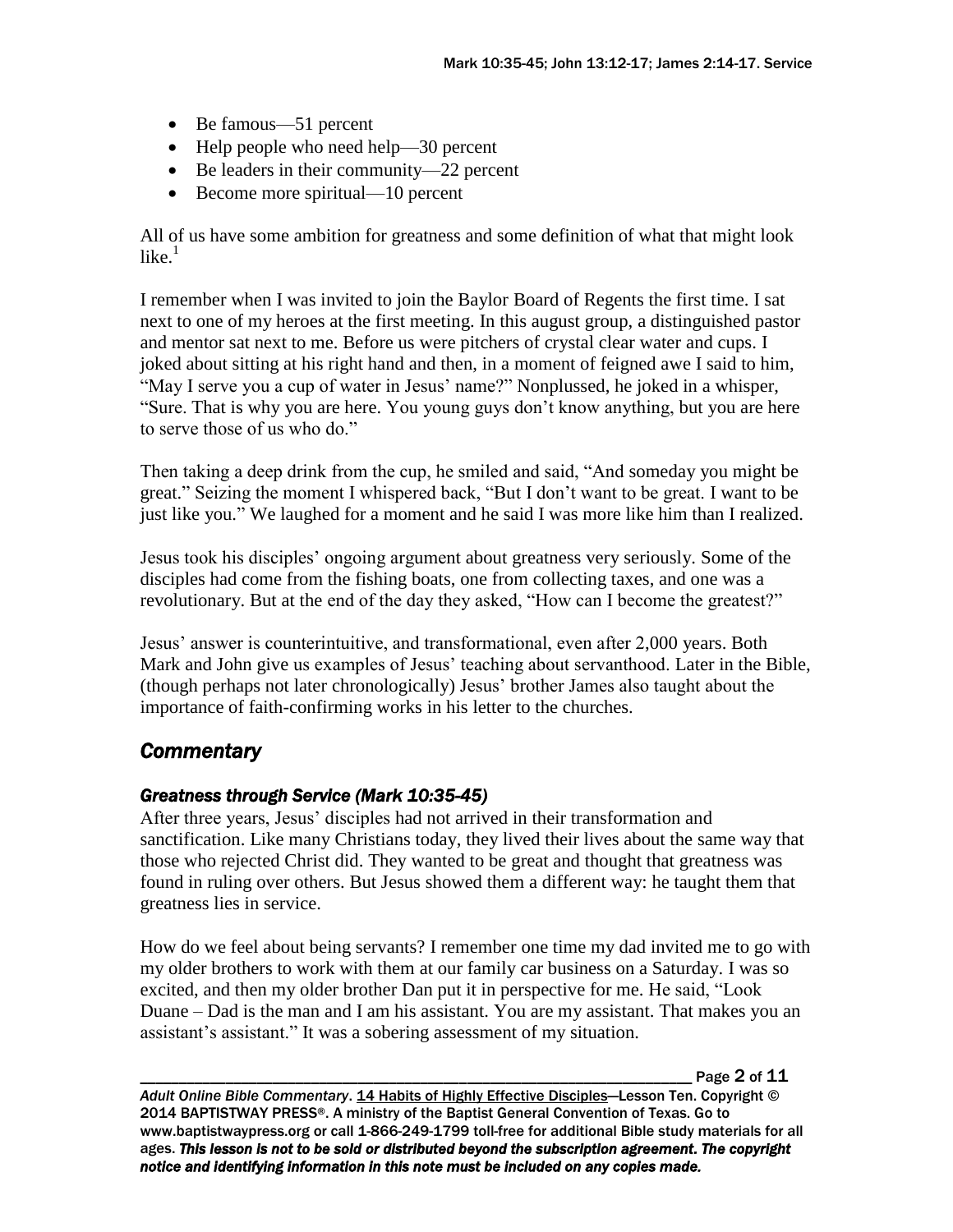- Be famous—51 percent
- Help people who need help—30 percent
- Be leaders in their community—22 percent
- Become more spiritual—10 percent

All of us have some ambition for greatness and some definition of what that might look like.[1]

I remember when I was invited to join the Baylor Board of Regents the first time. I sat next to one of my heroes at the first meeting. In this august group, a distinguished pastor and mentor sat next to me. Before us were pitchers of crystal clear water and cups. I joked about sitting at his right hand and then, in a moment of feigned awe I said to him, "May I serve you a cup of water in Jesus' name?" Nonplussed, he joked in a whisper, "Sure. That is why you are here. You young guys don't know anything, but you are here to serve those of us who do."

Then taking a deep drink from the cup, he smiled and said, "And someday you might be great." Seizing the moment I whispered back, "But I don't want to be great. I want to be just like you." We laughed for a moment and he said I was more like him than I realized.

Jesus took his disciples' ongoing argument about greatness very seriously. Some of the disciples had come from the fishing boats, one from collecting taxes, and one was a revolutionary. But at the end of the day they asked, "How can I become the greatest?"

Jesus' answer is counterintuitive, and transformational, even after 2,000 years. Both Mark and John give us examples of Jesus' teaching about servanthood. Later in the Bible, (though perhaps not later chronologically) Jesus' brother James also taught about the importance of faith-confirming works in his letter to the churches.

## *Commentary*

### *Greatness through Service (Mark 10:35-45)*

After three years, Jesus' disciples had not arrived in their transformation and sanctification. Like many Christians today, they lived their lives about the same way that those who rejected Christ did. They wanted to be great and thought that greatness was found in ruling over others. But Jesus showed them a different way: he taught them that greatness lies in service.

How do we feel about being servants? I remember one time my dad invited me to go with my older brothers to work with them at our family car business on a Saturday. I was so excited, and then my older brother Dan put it in perspective for me. He said, "Look Duane – Dad is the man and I am his assistant. You are my assistant. That makes you an assistant's assistant." It was a sobering assessment of my situation.

*Adult Online Bible Commentary*. 14 Habits of Highly Effective Disciples—Lesson Ten. Copyright © 2014 BAPTISTWAY PRESS®. A ministry of the Baptist General Convention of Texas. Go to www.baptistwaypress.org or call 1-866-249-1799 toll-free for additional Bible study materials for all ages. ***This lesson is not to be sold or distributed beyond the subscription agreement. The copyright notice and identifying information in this note must be included on any copies made.***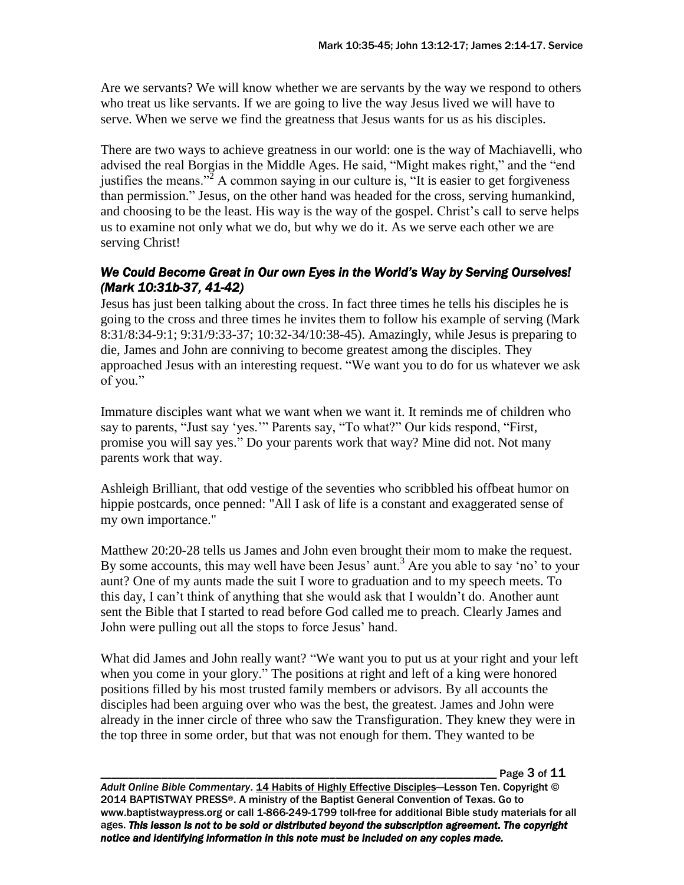Are we servants? We will know whether we are servants by the way we respond to others who treat us like servants. If we are going to live the way Jesus lived we will have to serve. When we serve we find the greatness that Jesus wants for us as his disciples.

There are two ways to achieve greatness in our world: one is the way of Machiavelli, who advised the real Borgias in the Middle Ages. He said, "Might makes right," and the "end justifies the means."[2] A common saying in our culture is, "It is easier to get forgiveness than permission." Jesus, on the other hand was headed for the cross, serving humankind, and choosing to be the least. His way is the way of the gospel. Christ's call to serve helps us to examine not only what we do, but why we do it. As we serve each other we are serving Christ!

### *We Could Become Great in Our own Eyes in the World's Way by Serving Ourselves! (Mark 10:31b-37, 41-42)*

Jesus has just been talking about the cross. In fact three times he tells his disciples he is going to the cross and three times he invites them to follow his example of serving (Mark 8:31/8:34-9:1; 9:31/9:33-37; 10:32-34/10:38-45). Amazingly, while Jesus is preparing to die, James and John are conniving to become greatest among the disciples. They approached Jesus with an interesting request. "We want you to do for us whatever we ask of you."

Immature disciples want what we want when we want it. It reminds me of children who say to parents, "Just say 'yes.'" Parents say, "To what?" Our kids respond, "First, promise you will say yes." Do your parents work that way? Mine did not. Not many parents work that way.

Ashleigh Brilliant, that odd vestige of the seventies who scribbled his offbeat humor on hippie postcards, once penned: "All I ask of life is a constant and exaggerated sense of my own importance."

Matthew 20:20-28 tells us James and John even brought their mom to make the request. By some accounts, this may well have been Jesus' aunt.[3] Are you able to say 'no' to your aunt? One of my aunts made the suit I wore to graduation and to my speech meets. To this day, I can't think of anything that she would ask that I wouldn't do. Another aunt sent the Bible that I started to read before God called me to preach. Clearly James and John were pulling out all the stops to force Jesus' hand.

What did James and John really want? "We want you to put us at your right and your left when you come in your glory." The positions at right and left of a king were honored positions filled by his most trusted family members or advisors. By all accounts the disciples had been arguing over who was the best, the greatest. James and John were already in the inner circle of three who saw the Transfiguration. They knew they were in the top three in some order, but that was not enough for them. They wanted to be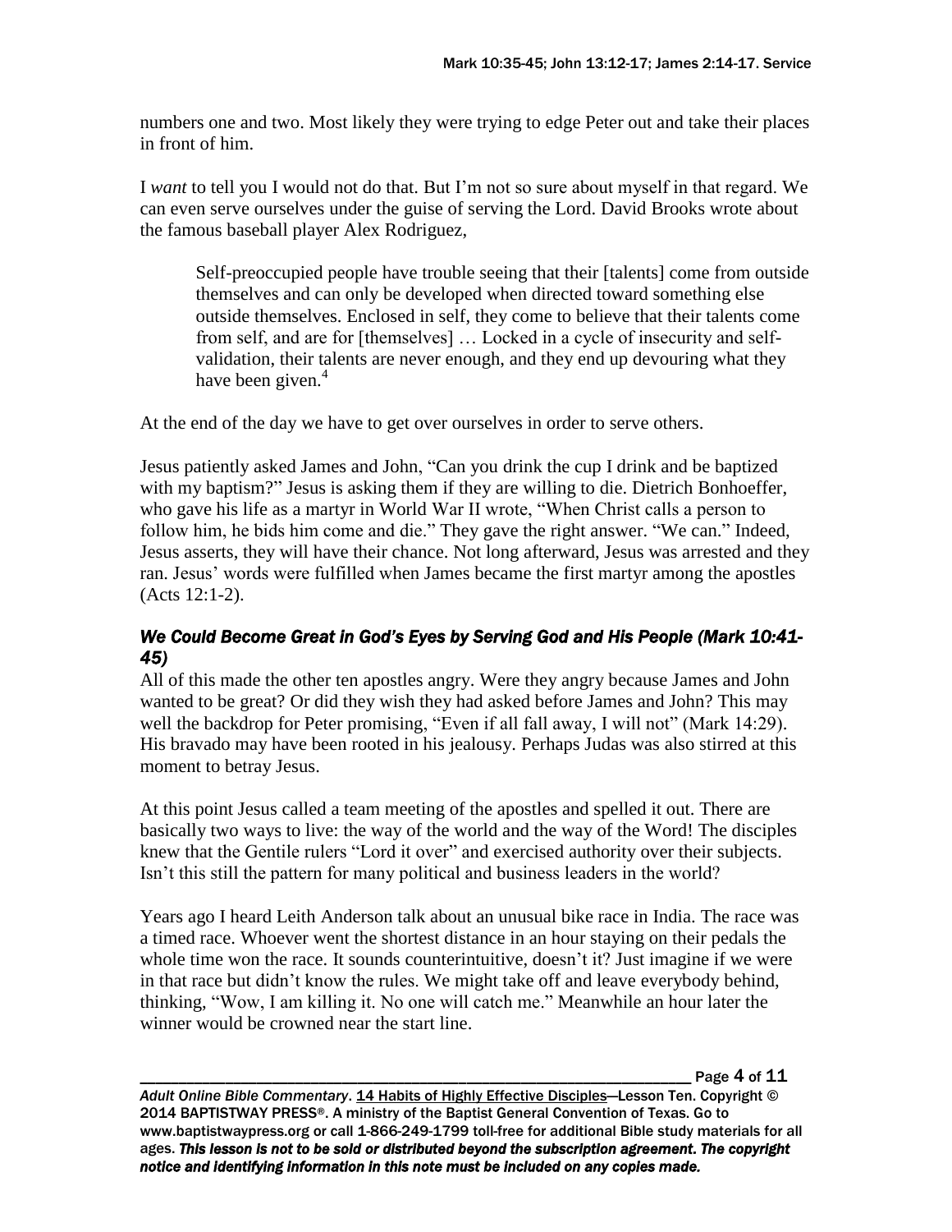numbers one and two. Most likely they were trying to edge Peter out and take their places in front of him.

I *want* to tell you I would not do that. But I'm not so sure about myself in that regard. We can even serve ourselves under the guise of serving the Lord. David Brooks wrote about the famous baseball player Alex Rodriguez,

> Self-preoccupied people have trouble seeing that their [talents] come from outside themselves and can only be developed when directed toward something else outside themselves. Enclosed in self, they come to believe that their talents come from self, and are for [themselves] … Locked in a cycle of insecurity and self-validation, their talents are never enough, and they end up devouring what they have been given.[4]

At the end of the day we have to get over ourselves in order to serve others.

Jesus patiently asked James and John, "Can you drink the cup I drink and be baptized with my baptism?" Jesus is asking them if they are willing to die. Dietrich Bonhoeffer, who gave his life as a martyr in World War II wrote, "When Christ calls a person to follow him, he bids him come and die." They gave the right answer. "We can." Indeed, Jesus asserts, they will have their chance. Not long afterward, Jesus was arrested and they ran. Jesus' words were fulfilled when James became the first martyr among the apostles (Acts 12:1-2).

### *We Could Become Great in God's Eyes by Serving God and His People (Mark 10:41-45)*

All of this made the other ten apostles angry. Were they angry because James and John wanted to be great? Or did they wish they had asked before James and John? This may well the backdrop for Peter promising, "Even if all fall away, I will not" (Mark 14:29). His bravado may have been rooted in his jealousy. Perhaps Judas was also stirred at this moment to betray Jesus.

At this point Jesus called a team meeting of the apostles and spelled it out. There are basically two ways to live: the way of the world and the way of the Word! The disciples knew that the Gentile rulers "Lord it over" and exercised authority over their subjects. Isn't this still the pattern for many political and business leaders in the world?

Years ago I heard Leith Anderson talk about an unusual bike race in India. The race was a timed race. Whoever went the shortest distance in an hour staying on their pedals the whole time won the race. It sounds counterintuitive, doesn't it? Just imagine if we were in that race but didn't know the rules. We might take off and leave everybody behind, thinking, "Wow, I am killing it. No one will catch me." Meanwhile an hour later the winner would be crowned near the start line.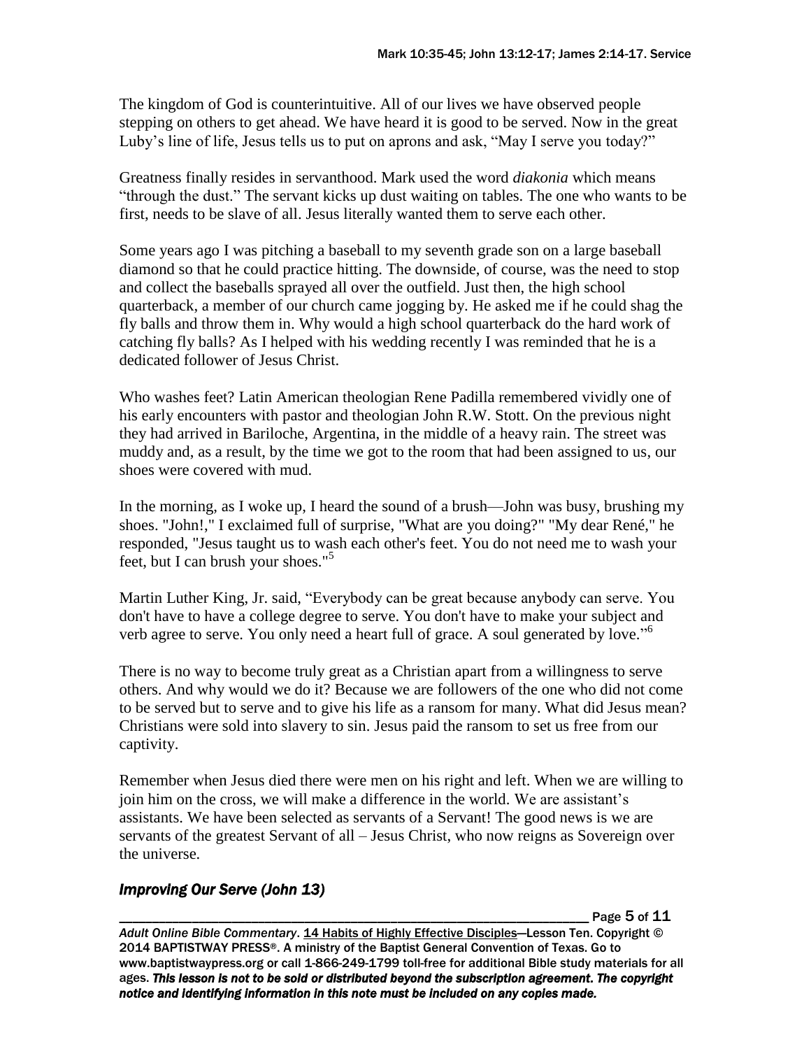The kingdom of God is counterintuitive. All of our lives we have observed people stepping on others to get ahead. We have heard it is good to be served. Now in the great Luby's line of life, Jesus tells us to put on aprons and ask, "May I serve you today?"

Greatness finally resides in servanthood. Mark used the word *diakonia* which means "through the dust." The servant kicks up dust waiting on tables. The one who wants to be first, needs to be slave of all. Jesus literally wanted them to serve each other.

Some years ago I was pitching a baseball to my seventh grade son on a large baseball diamond so that he could practice hitting. The downside, of course, was the need to stop and collect the baseballs sprayed all over the outfield. Just then, the high school quarterback, a member of our church came jogging by. He asked me if he could shag the fly balls and throw them in. Why would a high school quarterback do the hard work of catching fly balls? As I helped with his wedding recently I was reminded that he is a dedicated follower of Jesus Christ.

Who washes feet? Latin American theologian Rene Padilla remembered vividly one of his early encounters with pastor and theologian John R.W. Stott. On the previous night they had arrived in Bariloche, Argentina, in the middle of a heavy rain. The street was muddy and, as a result, by the time we got to the room that had been assigned to us, our shoes were covered with mud.

In the morning, as I woke up, I heard the sound of a brush—John was busy, brushing my shoes. "John!," I exclaimed full of surprise, "What are you doing?" "My dear René," he responded, "Jesus taught us to wash each other's feet. You do not need me to wash your feet, but I can brush your shoes."[5]

Martin Luther King, Jr. said, "Everybody can be great because anybody can serve. You don't have to have a college degree to serve. You don't have to make your subject and verb agree to serve. You only need a heart full of grace. A soul generated by love."[6]

There is no way to become truly great as a Christian apart from a willingness to serve others. And why would we do it? Because we are followers of the one who did not come to be served but to serve and to give his life as a ransom for many. What did Jesus mean? Christians were sold into slavery to sin. Jesus paid the ransom to set us free from our captivity.

Remember when Jesus died there were men on his right and left. When we are willing to join him on the cross, we will make a difference in the world. We are assistant's assistants. We have been selected as servants of a Servant! The good news is we are servants of the greatest Servant of all – Jesus Christ, who now reigns as Sovereign over the universe.

### *Improving Our Serve (John 13)*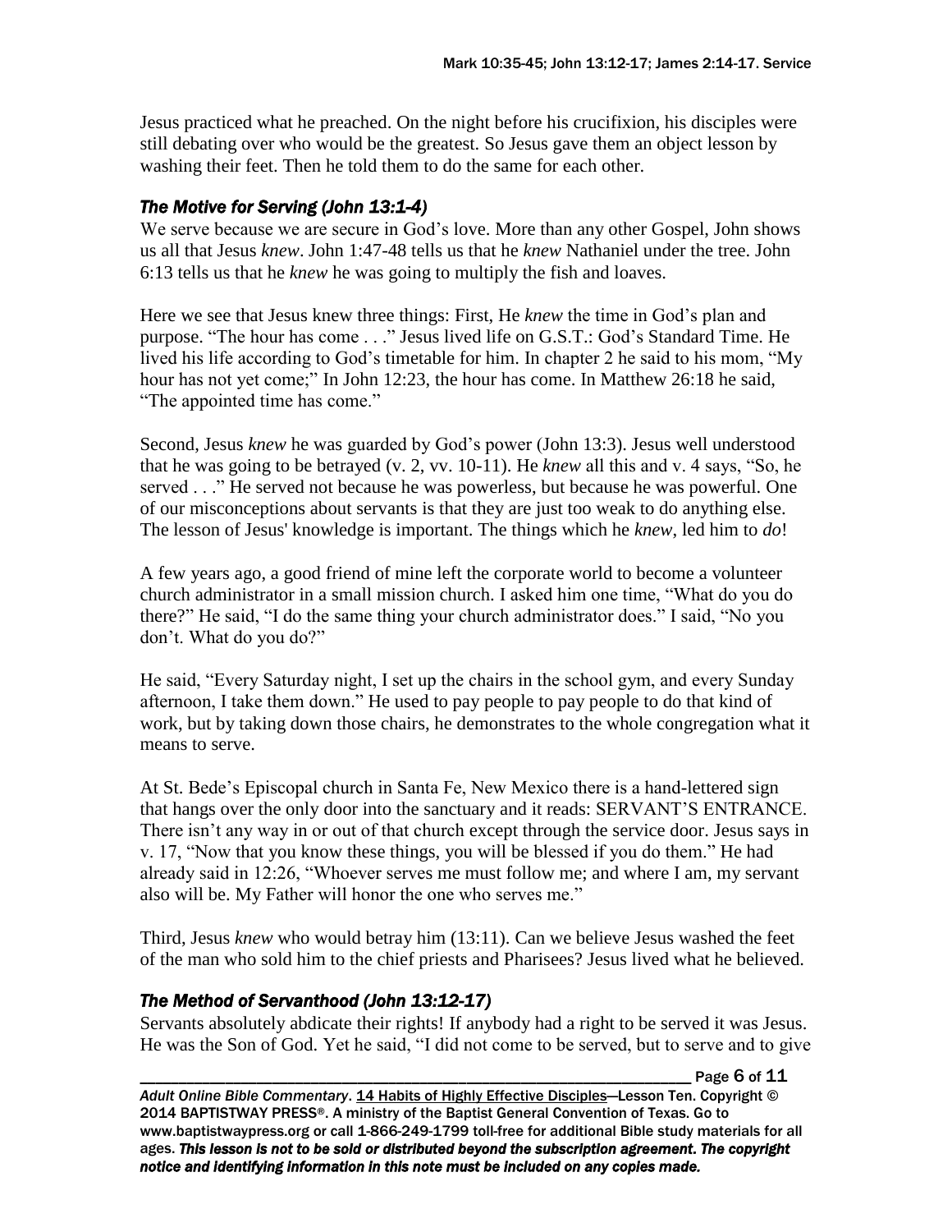Jesus practiced what he preached. On the night before his crucifixion, his disciples were still debating over who would be the greatest. So Jesus gave them an object lesson by washing their feet. Then he told them to do the same for each other.

### *The Motive for Serving (John 13:1-4)*

We serve because we are secure in God's love. More than any other Gospel, John shows us all that Jesus *knew*. John 1:47-48 tells us that he *knew* Nathaniel under the tree. John 6:13 tells us that he *knew* he was going to multiply the fish and loaves.

Here we see that Jesus knew three things: First, He *knew* the time in God's plan and purpose. "The hour has come . . ." Jesus lived life on G.S.T.: God's Standard Time. He lived his life according to God's timetable for him. In chapter 2 he said to his mom, "My hour has not yet come;" In John 12:23, the hour has come. In Matthew 26:18 he said, "The appointed time has come."

Second, Jesus *knew* he was guarded by God's power (John 13:3). Jesus well understood that he was going to be betrayed (v. 2, vv. 10-11). He *knew* all this and v. 4 says, "So, he served . . ." He served not because he was powerless, but because he was powerful. One of our misconceptions about servants is that they are just too weak to do anything else. The lesson of Jesus' knowledge is important. The things which he *knew*, led him to *do*!

A few years ago, a good friend of mine left the corporate world to become a volunteer church administrator in a small mission church. I asked him one time, "What do you do there?" He said, "I do the same thing your church administrator does." I said, "No you don't. What do you do?"

He said, "Every Saturday night, I set up the chairs in the school gym, and every Sunday afternoon, I take them down." He used to pay people to pay people to do that kind of work, but by taking down those chairs, he demonstrates to the whole congregation what it means to serve.

At St. Bede's Episcopal church in Santa Fe, New Mexico there is a hand-lettered sign that hangs over the only door into the sanctuary and it reads: SERVANT'S ENTRANCE. There isn't any way in or out of that church except through the service door. Jesus says in v. 17, "Now that you know these things, you will be blessed if you do them." He had already said in 12:26, "Whoever serves me must follow me; and where I am, my servant also will be. My Father will honor the one who serves me."

Third, Jesus *knew* who would betray him (13:11). Can we believe Jesus washed the feet of the man who sold him to the chief priests and Pharisees? Jesus lived what he believed.

### *The Method of Servanthood (John 13:12-17)*

Servants absolutely abdicate their rights! If anybody had a right to be served it was Jesus. He was the Son of God. Yet he said, "I did not come to be served, but to serve and to give

*Adult Online Bible Commentary*. 14 Habits of Highly Effective Disciples—Lesson Ten. Copyright © 2014 BAPTISTWAY PRESS®. A ministry of the Baptist General Convention of Texas. Go to www.baptistwaypress.org or call 1-866-249-1799 toll-free for additional Bible study materials for all ages. ***This lesson is not to be sold or distributed beyond the subscription agreement. The copyright notice and identifying information in this note must be included on any copies made.***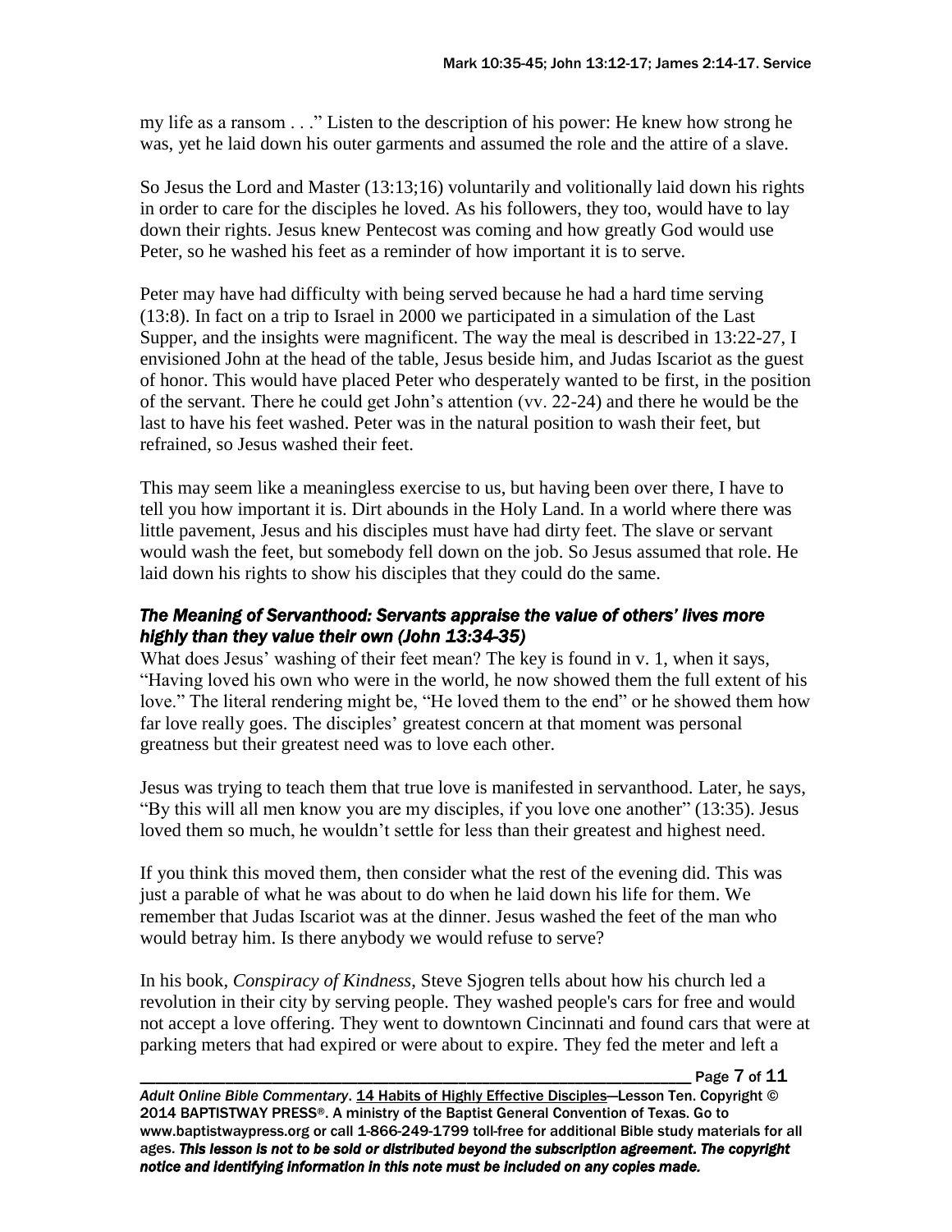my life as a ransom . . ." Listen to the description of his power: He knew how strong he was, yet he laid down his outer garments and assumed the role and the attire of a slave.

So Jesus the Lord and Master (13:13;16) voluntarily and volitionally laid down his rights in order to care for the disciples he loved. As his followers, they too, would have to lay down their rights. Jesus knew Pentecost was coming and how greatly God would use Peter, so he washed his feet as a reminder of how important it is to serve.

Peter may have had difficulty with being served because he had a hard time serving (13:8). In fact on a trip to Israel in 2000 we participated in a simulation of the Last Supper, and the insights were magnificent. The way the meal is described in 13:22-27, I envisioned John at the head of the table, Jesus beside him, and Judas Iscariot as the guest of honor. This would have placed Peter who desperately wanted to be first, in the position of the servant. There he could get John's attention (vv. 22-24) and there he would be the last to have his feet washed. Peter was in the natural position to wash their feet, but refrained, so Jesus washed their feet.

This may seem like a meaningless exercise to us, but having been over there, I have to tell you how important it is. Dirt abounds in the Holy Land. In a world where there was little pavement, Jesus and his disciples must have had dirty feet. The slave or servant would wash the feet, but somebody fell down on the job. So Jesus assumed that role. He laid down his rights to show his disciples that they could do the same.

### *The Meaning of Servanthood: Servants appraise the value of others' lives more highly than they value their own (John 13:34-35)*

What does Jesus' washing of their feet mean? The key is found in v. 1, when it says, "Having loved his own who were in the world, he now showed them the full extent of his love." The literal rendering might be, "He loved them to the end" or he showed them how far love really goes. The disciples' greatest concern at that moment was personal greatness but their greatest need was to love each other.

Jesus was trying to teach them that true love is manifested in servanthood. Later, he says, "By this will all men know you are my disciples, if you love one another" (13:35). Jesus loved them so much, he wouldn't settle for less than their greatest and highest need.

If you think this moved them, then consider what the rest of the evening did. This was just a parable of what he was about to do when he laid down his life for them. We remember that Judas Iscariot was at the dinner. Jesus washed the feet of the man who would betray him. Is there anybody we would refuse to serve?

In his book, *Conspiracy of Kindness*, Steve Sjogren tells about how his church led a revolution in their city by serving people. They washed people's cars for free and would not accept a love offering. They went to downtown Cincinnati and found cars that were at parking meters that had expired or were about to expire. They fed the meter and left a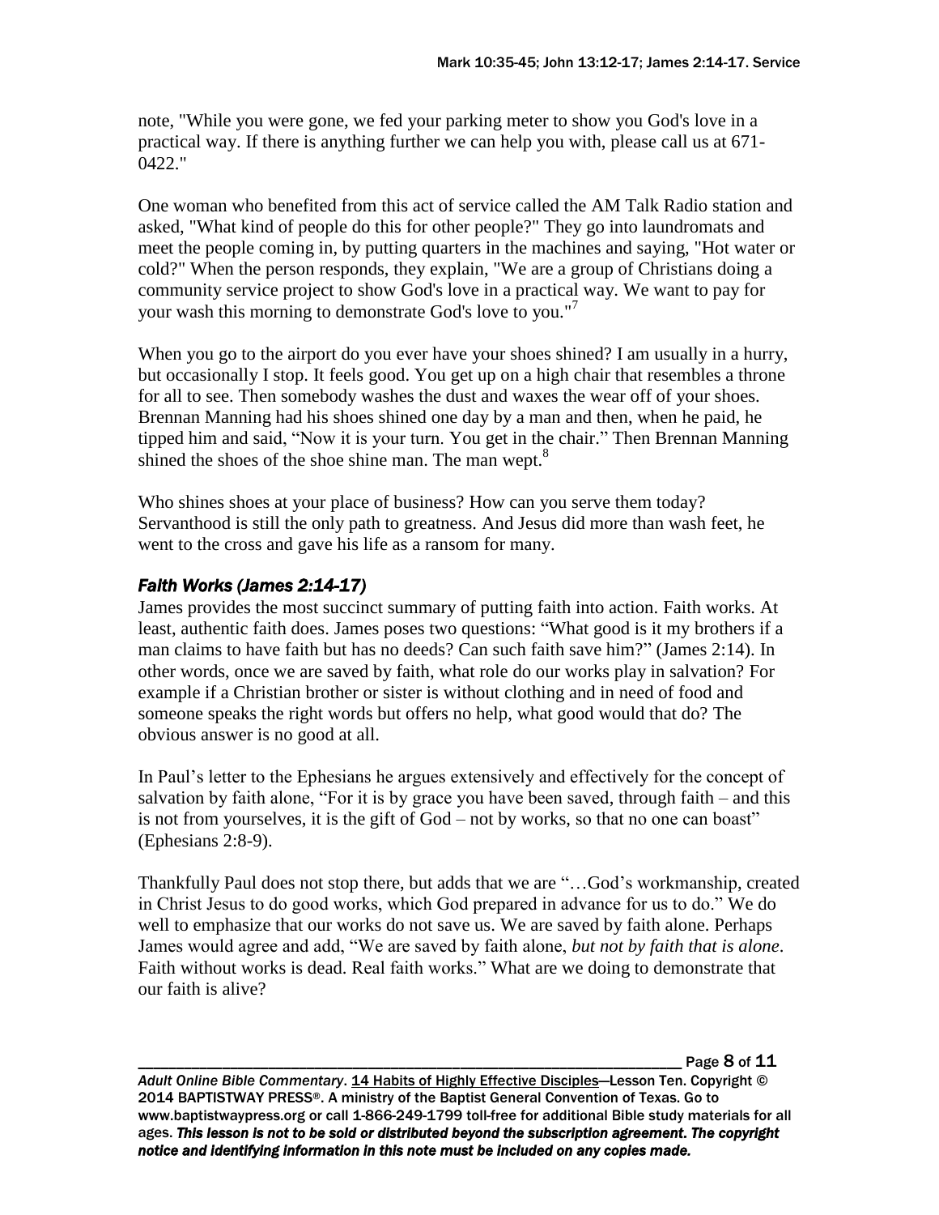note, "While you were gone, we fed your parking meter to show you God's love in a practical way. If there is anything further we can help you with, please call us at 671-0422."

One woman who benefited from this act of service called the AM Talk Radio station and asked, "What kind of people do this for other people?" They go into laundromats and meet the people coming in, by putting quarters in the machines and saying, "Hot water or cold?" When the person responds, they explain, "We are a group of Christians doing a community service project to show God's love in a practical way. We want to pay for your wash this morning to demonstrate God's love to you."[7]

When you go to the airport do you ever have your shoes shined? I am usually in a hurry, but occasionally I stop. It feels good. You get up on a high chair that resembles a throne for all to see. Then somebody washes the dust and waxes the wear off of your shoes. Brennan Manning had his shoes shined one day by a man and then, when he paid, he tipped him and said, "Now it is your turn. You get in the chair." Then Brennan Manning shined the shoes of the shoe shine man. The man wept.[8]

Who shines shoes at your place of business? How can you serve them today? Servanthood is still the only path to greatness. And Jesus did more than wash feet, he went to the cross and gave his life as a ransom for many.

### *Faith Works (James 2:14-17)*

James provides the most succinct summary of putting faith into action. Faith works. At least, authentic faith does. James poses two questions: "What good is it my brothers if a man claims to have faith but has no deeds? Can such faith save him?" (James 2:14). In other words, once we are saved by faith, what role do our works play in salvation? For example if a Christian brother or sister is without clothing and in need of food and someone speaks the right words but offers no help, what good would that do? The obvious answer is no good at all.

In Paul's letter to the Ephesians he argues extensively and effectively for the concept of salvation by faith alone, "For it is by grace you have been saved, through faith – and this is not from yourselves, it is the gift of God – not by works, so that no one can boast" (Ephesians 2:8-9).

Thankfully Paul does not stop there, but adds that we are "…God's workmanship, created in Christ Jesus to do good works, which God prepared in advance for us to do." We do well to emphasize that our works do not save us. We are saved by faith alone. Perhaps James would agree and add, "We are saved by faith alone, *but not by faith that is alone*. Faith without works is dead. Real faith works." What are we doing to demonstrate that our faith is alive?

*Adult Online Bible Commentary*. 14 Habits of Highly Effective Disciples—Lesson Ten. Copyright © 2014 BAPTISTWAY PRESS®. A ministry of the Baptist General Convention of Texas. Go to www.baptistwaypress.org or call 1-866-249-1799 toll-free for additional Bible study materials for all ages. ***This lesson is not to be sold or distributed beyond the subscription agreement. The copyright notice and identifying information in this note must be included on any copies made.***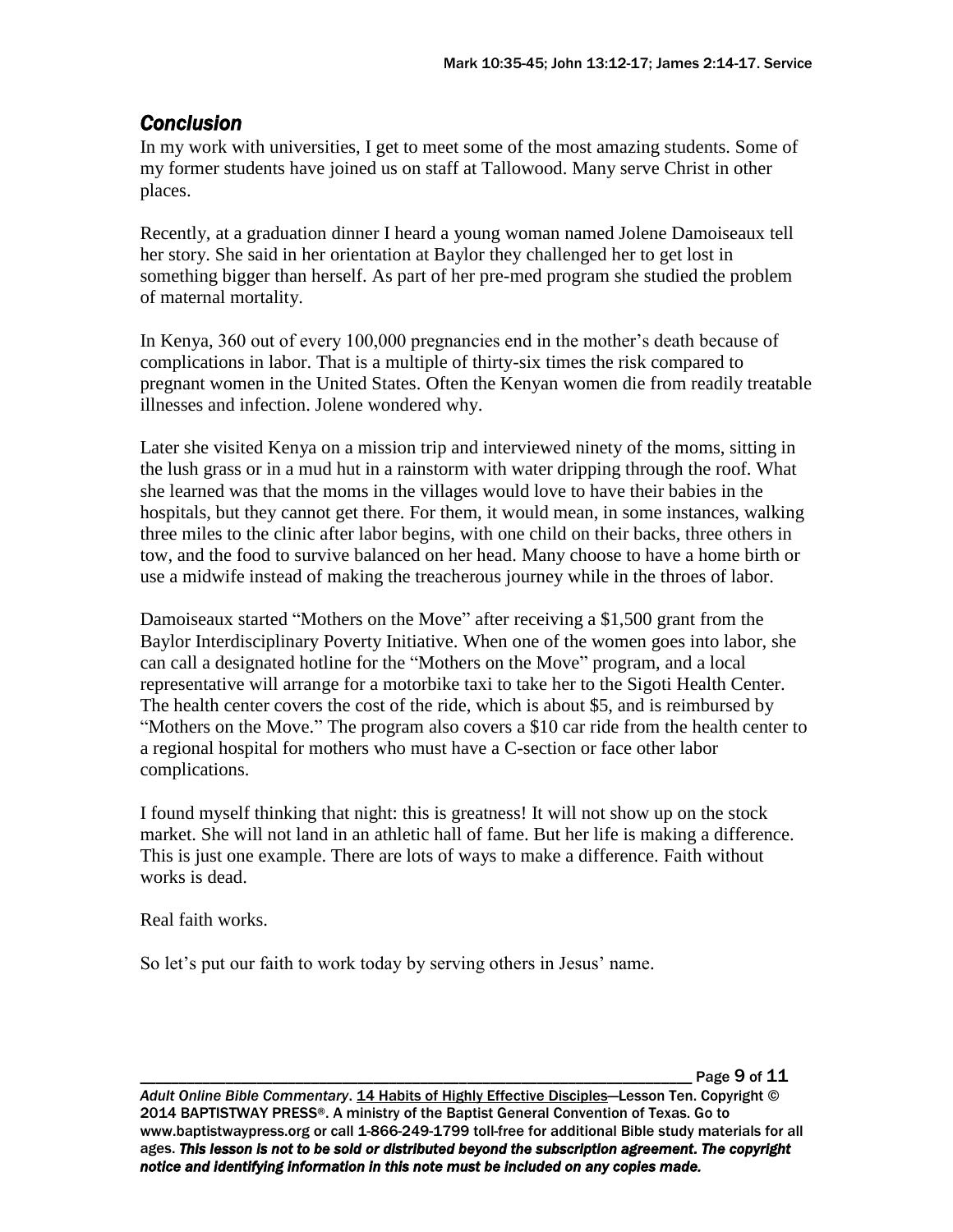## *Conclusion*

In my work with universities, I get to meet some of the most amazing students. Some of my former students have joined us on staff at Tallowood. Many serve Christ in other places.

Recently, at a graduation dinner I heard a young woman named Jolene Damoiseaux tell her story. She said in her orientation at Baylor they challenged her to get lost in something bigger than herself. As part of her pre-med program she studied the problem of maternal mortality.

In Kenya, 360 out of every 100,000 pregnancies end in the mother's death because of complications in labor. That is a multiple of thirty-six times the risk compared to pregnant women in the United States. Often the Kenyan women die from readily treatable illnesses and infection. Jolene wondered why.

Later she visited Kenya on a mission trip and interviewed ninety of the moms, sitting in the lush grass or in a mud hut in a rainstorm with water dripping through the roof. What she learned was that the moms in the villages would love to have their babies in the hospitals, but they cannot get there. For them, it would mean, in some instances, walking three miles to the clinic after labor begins, with one child on their backs, three others in tow, and the food to survive balanced on her head. Many choose to have a home birth or use a midwife instead of making the treacherous journey while in the throes of labor.

Damoiseaux started "Mothers on the Move" after receiving a $1,500 grant from the Baylor Interdisciplinary Poverty Initiative. When one of the women goes into labor, she can call a designated hotline for the "Mothers on the Move" program, and a local representative will arrange for a motorbike taxi to take her to the Sigoti Health Center. The health center covers the cost of the ride, which is about $5, and is reimbursed by "Mothers on the Move." The program also covers a $10 car ride from the health center to a regional hospital for mothers who must have a C-section or face other labor complications.

I found myself thinking that night: this is greatness! It will not show up on the stock market. She will not land in an athletic hall of fame. But her life is making a difference. This is just one example. There are lots of ways to make a difference. Faith without works is dead.

Real faith works.

So let's put our faith to work today by serving others in Jesus' name.

*Adult Online Bible Commentary*. 14 Habits of Highly Effective Disciples—Lesson Ten. Copyright © 2014 BAPTISTWAY PRESS®. A ministry of the Baptist General Convention of Texas. Go to www.baptistwaypress.org or call 1-866-249-1799 toll-free for additional Bible study materials for all ages. ***This lesson is not to be sold or distributed beyond the subscription agreement. The copyright notice and identifying information in this note must be included on any copies made.***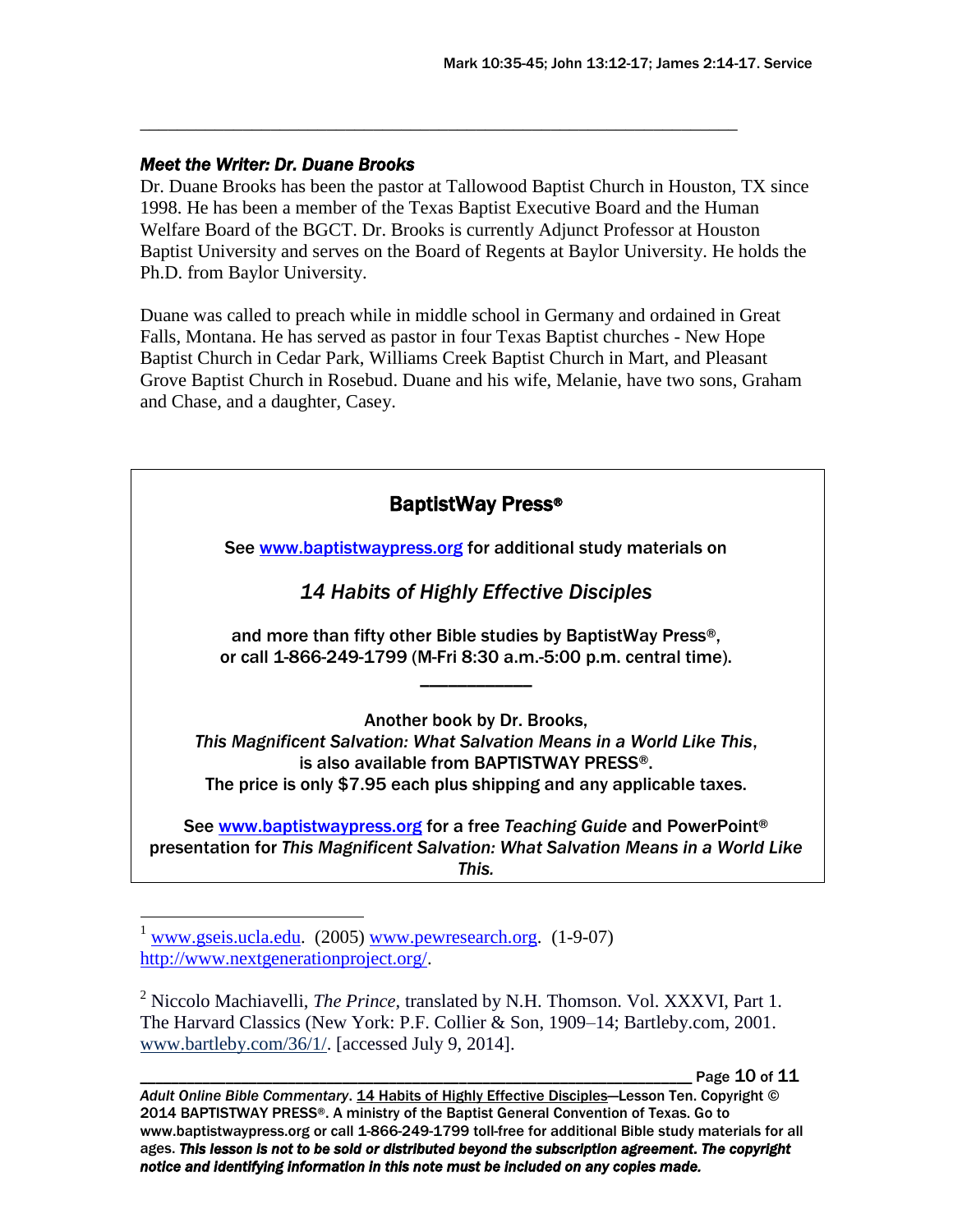---

### *Meet the Writer: Dr. Duane Brooks*

Dr. Duane Brooks has been the pastor at Tallowood Baptist Church in Houston, TX since 1998. He has been a member of the Texas Baptist Executive Board and the Human Welfare Board of the BGCT. Dr. Brooks is currently Adjunct Professor at Houston Baptist University and serves on the Board of Regents at Baylor University. He holds the Ph.D. from Baylor University.

Duane was called to preach while in middle school in Germany and ordained in Great Falls, Montana. He has served as pastor in four Texas Baptist churches - New Hope Baptist Church in Cedar Park, Williams Creek Baptist Church in Mart, and Pleasant Grove Baptist Church in Rosebud. Duane and his wife, Melanie, have two sons, Graham and Chase, and a daughter, Casey.

**BaptistWay Press®**

**See www.baptistwaypress.org for additional study materials on**

***14 Habits of Highly Effective Disciples***

**and more than fifty other Bible studies by BaptistWay Press®, or call 1-866-249-1799 (M-Fri 8:30 a.m.-5:00 p.m. central time).**

---

**Another book by Dr. Brooks,** ***This Magnificent Salvation: What Salvation Means in a World Like This*****, is also available from BAPTISTWAY PRESS®. The price is only $7.95 each plus shipping and any applicable taxes.**

**See www.baptistwaypress.org for a free** ***Teaching Guide*** **and PowerPoint® presentation for** ***This Magnificent Salvation: What Salvation Means in a World Like This.***

---

[1] www.gseis.ucla.edu. (2005) www.pewresearch.org. (1-9-07) http://www.nextgenerationproject.org/.

[2] Niccolo Machiavelli, *The Prince,* translated by N.H. Thomson. Vol. XXXVI, Part 1. The Harvard Classics (New York: P.F. Collier & Son, 1909–14; Bartleby.com, 2001. www.bartleby.com/36/1/. [accessed July 9, 2014].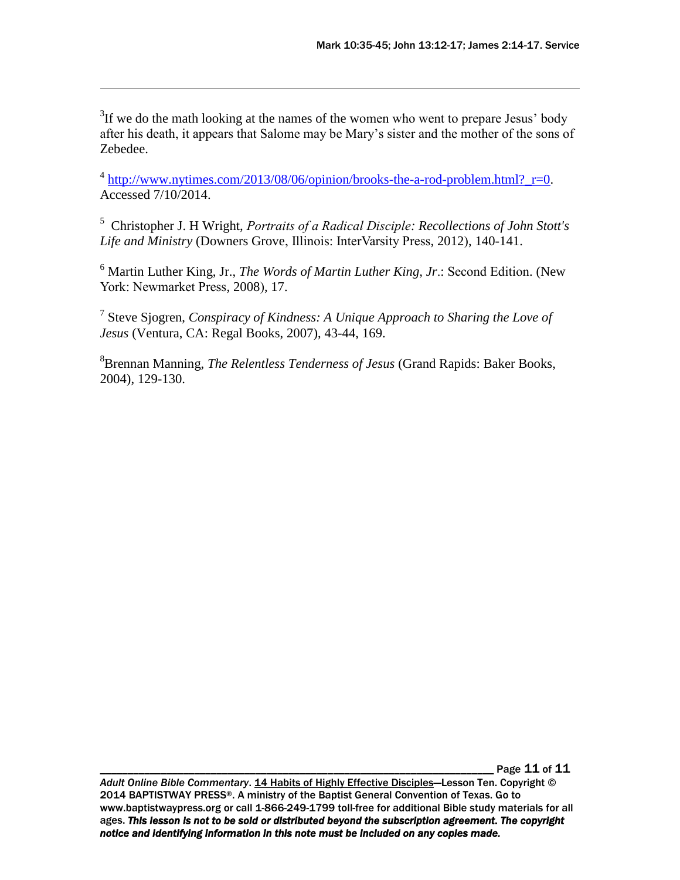[3]If we do the math looking at the names of the women who went to prepare Jesus' body after his death, it appears that Salome may be Mary's sister and the mother of the sons of Zebedee.

[4] http://www.nytimes.com/2013/08/06/opinion/brooks-the-a-rod-problem.html?_r=0. Accessed 7/10/2014.

[5] Christopher J. H Wright, *Portraits of a Radical Disciple: Recollections of John Stott's Life and Ministry* (Downers Grove, Illinois: InterVarsity Press, 2012), 140-141.

[6] Martin Luther King, Jr., *The Words of Martin Luther King, Jr.*: Second Edition. (New York: Newmarket Press, 2008), 17.

[7] Steve Sjogren, *Conspiracy of Kindness: A Unique Approach to Sharing the Love of Jesus* (Ventura, CA: Regal Books, 2007), 43-44, 169.

[8]Brennan Manning, *The Relentless Tenderness of Jesus* (Grand Rapids: Baker Books, 2004), 129-130.